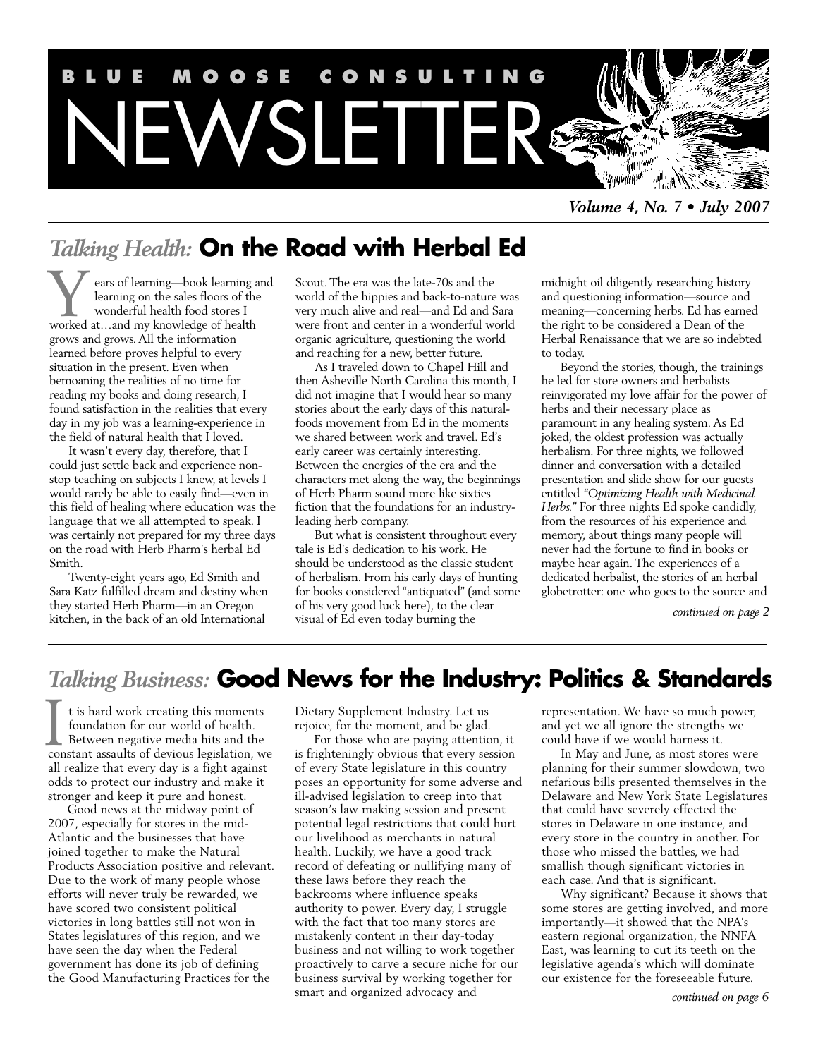# BLUE MOOSE CONSULTING NEWSLETTER

*Volume 4, No. 7 • July 2007*

## *Talking Health:* On the Road with Herbal Ed

Years of learning—book learning and learning on the sales floors of the wonderful health food stores I worked at…and my knowledge of health grows and grows. All the information learned before proves helpful to every situation in the present. Even when bemoaning the realities of no time for reading my books and doing research, I found satisfaction in the realities that every day in my job was a learning-experience in the field of natural health that I loved.

It wasn't every day, therefore, that I could just settle back and experience non-stop teaching on subjects I knew, at levels I would rarely be able to easily find—even in this field of healing where education was the language that we all attempted to speak. I was certainly not prepared for my three days on the road with Herb Pharm's herbal Ed Smith.

Twenty-eight years ago, Ed Smith and Sara Katz fulfilled dream and destiny when they started Herb Pharm—in an Oregon kitchen, in the back of an old International Scout. The era was the late-70s and the world of the hippies and back-to-nature was very much alive and real—and Ed and Sara were front and center in a wonderful world organic agriculture, questioning the world and reaching for a new, better future.

As I traveled down to Chapel Hill and then Asheville North Carolina this month, I did not imagine that I would hear so many stories about the early days of this natural-foods movement from Ed in the moments we shared between work and travel. Ed's early career was certainly interesting. Between the energies of the era and the characters met along the way, the beginnings of Herb Pharm sound more like sixties fiction that the foundations for an industry-leading herb company.

But what is consistent throughout every tale is Ed's dedication to his work. He should be understood as the classic student of herbalism. From his early days of hunting for books considered "antiquated" (and some of his very good luck here), to the clear visual of Ed even today burning the midnight oil diligently researching history and questioning information—source and meaning—concerning herbs. Ed has earned the right to be considered a Dean of the Herbal Renaissance that we are so indebted to today.

Beyond the stories, though, the trainings he led for store owners and herbalists reinvigorated my love affair for the power of herbs and their necessary place as paramount in any healing system. As Ed joked, the oldest profession was actually herbalism. For three nights, we followed dinner and conversation with a detailed presentation and slide show for our guests entitled *"Optimizing Health with Medicinal Herbs."* For three nights Ed spoke candidly, from the resources of his experience and memory, about things many people will never had the fortune to find in books or maybe hear again. The experiences of a dedicated herbalist, the stories of an herbal globetrotter: one who goes to the source and

*continued on page 2*

## *Talking Business:* Good News for the Industry: Politics & Standards

It is hard work creating this moments foundation for our world of health. Between negative media hits and the constant assaults of devious legislation, we all realize that every day is a fight against odds to protect our industry and make it stronger and keep it pure and honest.

Good news at the midway point of 2007, especially for stores in the mid-Atlantic and the businesses that have joined together to make the Natural Products Association positive and relevant. Due to the work of many people whose efforts will never truly be rewarded, we have scored two consistent political victories in long battles still not won in States legislatures of this region, and we have seen the day when the Federal government has done its job of defining the Good Manufacturing Practices for the Dietary Supplement Industry. Let us rejoice, for the moment, and be glad.

For those who are paying attention, it is frighteningly obvious that every session of every State legislature in this country poses an opportunity for some adverse and ill-advised legislation to creep into that season's law making session and present potential legal restrictions that could hurt our livelihood as merchants in natural health. Luckily, we have a good track record of defeating or nullifying many of these laws before they reach the backrooms where influence speaks authority to power. Every day, I struggle with the fact that too many stores are mistakenly content in their day-today business and not willing to work together proactively to carve a secure niche for our business survival by working together for smart and organized advocacy and representation. We have so much power, and yet we all ignore the strengths we could have if we would harness it.

In May and June, as most stores were planning for their summer slowdown, two nefarious bills presented themselves in the Delaware and New York State Legislatures that could have severely effected the stores in Delaware in one instance, and every store in the country in another. For those who missed the battles, we had smallish though significant victories in each case. And that is significant.

Why significant? Because it shows that some stores are getting involved, and more importantly—it showed that the NPA's eastern regional organization, the NNFA East, was learning to cut its teeth on the legislative agenda's which will dominate our existence for the foreseeable future.

*continued on page 6*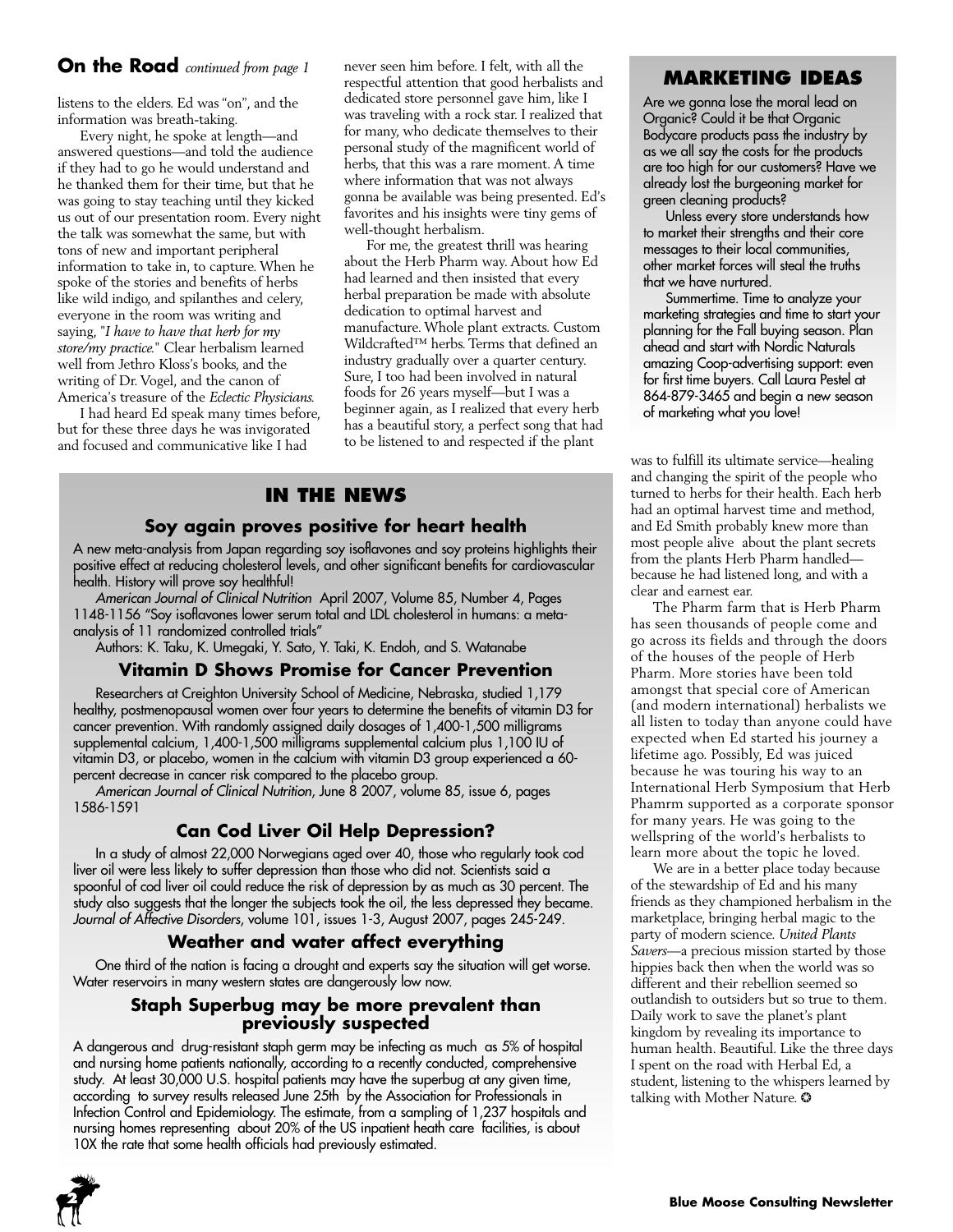## On the Road *continued from page 1*

listens to the elders. Ed was "on", and the information was breath-taking.

Every night, he spoke at length—and answered questions—and told the audience if they had to go he would understand and he thanked them for their time, but that he was going to stay teaching until they kicked us out of our presentation room. Every night the talk was somewhat the same, but with tons of new and important peripheral information to take in, to capture. When he spoke of the stories and benefits of herbs like wild indigo, and spilanthes and celery, everyone in the room was writing and saying, "*I have to have that herb for my store/my practice.*" Clear herbalism learned well from Jethro Kloss's books, and the writing of Dr. Vogel, and the canon of America's treasure of the *Eclectic Physicians.*

I had heard Ed speak many times before, but for these three days he was invigorated and focused and communicative like I had never seen him before. I felt, with all the respectful attention that good herbalists and dedicated store personnel gave him, like I was traveling with a rock star. I realized that for many, who dedicate themselves to their personal study of the magnificent world of herbs, that this was a rare moment. A time where information that was not always gonna be available was being presented. Ed's favorites and his insights were tiny gems of well-thought herbalism.

For me, the greatest thrill was hearing about the Herb Pharm way. About how Ed had learned and then insisted that every herbal preparation be made with absolute dedication to optimal harvest and manufacture. Whole plant extracts. Custom Wildcrafted™ herbs. Terms that defined an industry gradually over a quarter century. Sure, I too had been involved in natural foods for 26 years myself—but I was a beginner again, as I realized that every herb has a beautiful story, a perfect song that had to be listened to and respected if the plant was to fulfill its ultimate service—healing and changing the spirit of the people who turned to herbs for their health. Each herb had an optimal harvest time and method, and Ed Smith probably knew more than most people alive about the plant secrets from the plants Herb Pharm handled—because he had listened long, and with a clear and earnest ear.

The Pharm farm that is Herb Pharm has seen thousands of people come and go across its fields and through the doors of the houses of the people of Herb Pharm. More stories have been told amongst that special core of American (and modern international) herbalists we all listen to today than anyone could have expected when Ed started his journey a lifetime ago. Possibly, Ed was juiced because he was touring his way to an International Herb Symposium that Herb Phamrm supported as a corporate sponsor for many years. He was going to the wellspring of the world's herbalists to learn more about the topic he loved.

We are in a better place today because of the stewardship of Ed and his many friends as they championed herbalism in the marketplace, bringing herbal magic to the party of modern science. *United Plants Savers*—a precious mission started by those hippies back then when the world was so different and their rebellion seemed so outlandish to outsiders but so true to them. Daily work to save the planet's plant kingdom by revealing its importance to human health. Beautiful. Like the three days I spent on the road with Herbal Ed, a student, listening to the whispers learned by talking with Mother Nature. ❂

## MARKETING IDEAS

Are we gonna lose the moral lead on Organic? Could it be that Organic Bodycare products pass the industry by as we all say the costs for the products are too high for our customers? Have we already lost the burgeoning market for green cleaning products?

Unless every store understands how to market their strengths and their core messages to their local communities, other market forces will steal the truths that we have nurtured.

Summertime. Time to analyze your marketing strategies and time to start your planning for the Fall buying season. Plan ahead and start with Nordic Naturals amazing Coop-advertising support: even for first time buyers. Call Laura Pestel at 864-879-3465 and begin a new season of marketing what you love!

## IN THE NEWS

### Soy again proves positive for heart health

A new meta-analysis from Japan regarding soy isoflavones and soy proteins highlights their positive effect at reducing cholesterol levels, and other significant benefits for cardiovascular health. History will prove soy healthful!

*American Journal of Clinical Nutrition* April 2007, Volume 85, Number 4, Pages 1148-1156 "Soy isoflavones lower serum total and LDL cholesterol in humans: a meta-analysis of 11 randomized controlled trials"

Authors: K. Taku, K. Umegaki, Y. Sato, Y. Taki, K. Endoh, and S. Watanabe

### Vitamin D Shows Promise for Cancer Prevention

Researchers at Creighton University School of Medicine, Nebraska, studied 1,179 healthy, postmenopausal women over four years to determine the benefits of vitamin D3 for cancer prevention. With randomly assigned daily dosages of 1,400-1,500 milligrams supplemental calcium, 1,400-1,500 milligrams supplemental calcium plus 1,100 IU of vitamin D3, or placebo, women in the calcium with vitamin D3 group experienced a 60-percent decrease in cancer risk compared to the placebo group.

*American Journal of Clinical Nutrition*, June 8 2007, volume 85, issue 6, pages 1586-1591

### Can Cod Liver Oil Help Depression?

In a study of almost 22,000 Norwegians aged over 40, those who regularly took cod liver oil were less likely to suffer depression than those who did not. Scientists said a spoonful of cod liver oil could reduce the risk of depression by as much as 30 percent. The study also suggests that the longer the subjects took the oil, the less depressed they became. *Journal of Affective Disorders*, volume 101, issues 1-3, August 2007, pages 245-249.

### Weather and water affect everything

One third of the nation is facing a drought and experts say the situation will get worse. Water reservoirs in many western states are dangerously low now.

### Staph Superbug may be more prevalent than previously suspected

A dangerous and drug-resistant staph germ may be infecting as much as 5% of hospital and nursing home patients nationally, according to a recently conducted, comprehensive study. At least 30,000 U.S. hospital patients may have the superbug at any given time, according to survey results released June 25th by the Association for Professionals in Infection Control and Epidemiology. The estimate, from a sampling of 1,237 hospitals and nursing homes representing about 20% of the US inpatient heath care facilities, is about 10X the rate that some health officials had previously estimated.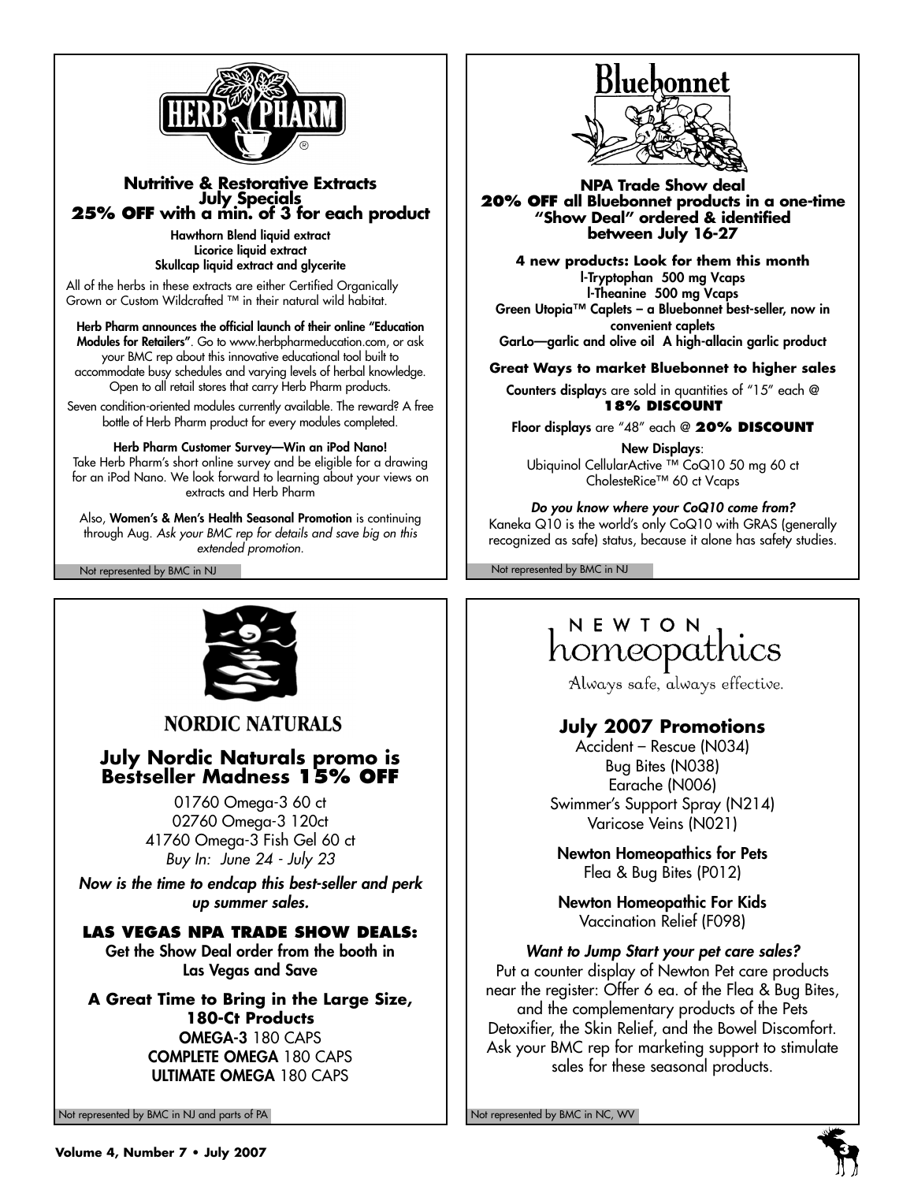## HERB PHARM

### Nutritive & Restorative Extracts July Specials
### 25% OFF with a min. of 3 for each product

**Hawthorn Blend liquid extract**
**Licorice liquid extract**
**Skullcap liquid extract and glycerite**

All of the herbs in these extracts are either Certified Organically Grown or Custom Wildcrafted ™ in their natural wild habitat.

**Herb Pharm announces the official launch of their online "Education Modules for Retailers"**. Go to www.herbpharmeducation.com, or ask your BMC rep about this innovative educational tool built to accommodate busy schedules and varying levels of herbal knowledge. Open to all retail stores that carry Herb Pharm products.

Seven condition-oriented modules currently available. The reward? A free bottle of Herb Pharm product for every modules completed.

**Herb Pharm Customer Survey—Win an iPod Nano!**
Take Herb Pharm's short online survey and be eligible for a drawing for an iPod Nano. We look forward to learning about your views on extracts and Herb Pharm

Also, **Women's & Men's Health Seasonal Promotion** is continuing through Aug. *Ask your BMC rep for details and save big on this extended promotion.*

Not represented by BMC in NJ

## Bluebonnet

### NPA Trade Show deal
### 20% OFF all Bluebonnet products in a one-time "Show Deal" ordered & identified between July 16-27

**4 new products: Look for them this month**
**l-Tryptophan 500 mg Vcaps**
**l-Theanine 500 mg Vcaps**
**Green Utopia™ Caplets – a Bluebonnet best-seller, now in convenient caplets**
**GarLo—garlic and olive oil A high-allacin garlic product**

**Great Ways to market Bluebonnet to higher sales**

**Counters display**s are sold in quantities of "15" each @ **18% DISCOUNT**

**Floor displays** are "48" each @ **20% DISCOUNT**

**New Displays**:
Ubiquinol CellularActive ™ CoQ10 50 mg 60 ct
CholesteRice™ 60 ct Vcaps

***Do you know where your CoQ10 come from?***
Kaneka Q10 is the world's only CoQ10 with GRAS (generally recognized as safe) status, because it alone has safety studies.

Not represented by BMC in NJ

## NORDIC NATURALS

### July Nordic Naturals promo is Bestseller Madness 15% OFF

01760 Omega-3 60 ct
02760 Omega-3 120ct
41760 Omega-3 Fish Gel 60 ct
*Buy In: June 24 - July 23*

***Now is the time to endcap this best-seller and perk up summer sales.***

**LAS VEGAS NPA TRADE SHOW DEALS:**
**Get the Show Deal order from the booth in Las Vegas and Save**

**A Great Time to Bring in the Large Size, 180-Ct Products**
**OMEGA-3** 180 CAPS
**COMPLETE OMEGA** 180 CAPS
**ULTIMATE OMEGA** 180 CAPS

Not represented by BMC in NJ and parts of PA

## NEWTON homeopathics

Always safe, always effective.

### July 2007 Promotions

Accident – Rescue (N034)
Bug Bites (N038)
Earache (N006)
Swimmer's Support Spray (N214)
Varicose Veins (N021)

**Newton Homeopathics for Pets**
Flea & Bug Bites (P012)

**Newton Homeopathic For Kids**
Vaccination Relief (F098)

***Want to Jump Start your pet care sales?***
Put a counter display of Newton Pet care products near the register: Offer 6 ea. of the Flea & Bug Bites, and the complementary products of the Pets Detoxifier, the Skin Relief, and the Bowel Discomfort. Ask your BMC rep for marketing support to stimulate sales for these seasonal products.

Not represented by BMC in NC, WV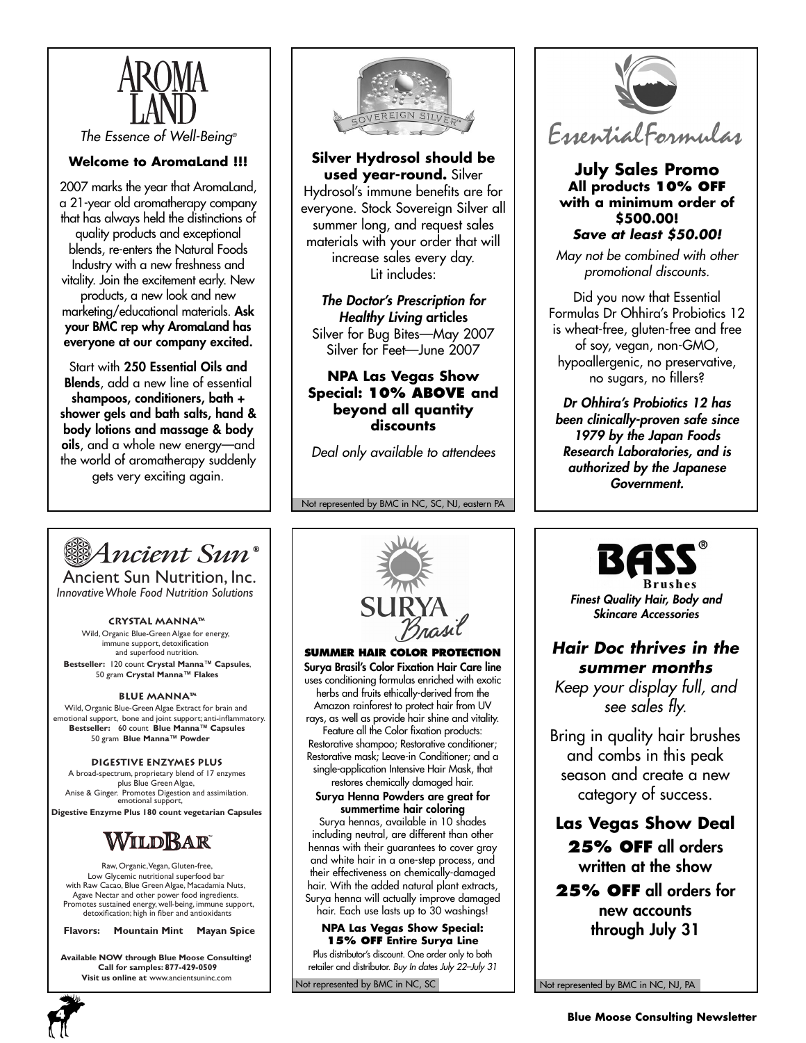# AROMA LAND

*The Essence of Well-Being®*

**Welcome to AromaLand !!!**

2007 marks the year that AromaLand, a 21-year old aromatherapy company that has always held the distinctions of quality products and exceptional blends, re-enters the Natural Foods Industry with a new freshness and vitality. Join the excitement early. New products, a new look and new marketing/educational materials. **Ask your BMC rep why AromaLand has everyone at our company excited.**

Start with **250 Essential Oils and Blends**, add a new line of essential **shampoos, conditioners, bath + shower gels and bath salts, hand & body lotions and massage & body oils**, and a whole new energy—and the world of aromatherapy suddenly gets very exciting again.

---

# SOVEREIGN SILVER®

**Silver Hydrosol should be used year-round.** Silver Hydrosol's immune benefits are for everyone. Stock Sovereign Silver all summer long, and request sales materials with your order that will increase sales every day. Lit includes:

***The Doctor's Prescription for Healthy Living* articles**
Silver for Bug Bites—May 2007
Silver for Feet—June 2007

**NPA Las Vegas Show Special: 10% ABOVE and beyond all quantity discounts**

*Deal only available to attendees*

Not represented by BMC in NC, SC, NJ, eastern PA

---

# Essential Formulas

**July Sales Promo**
**All products 10% OFF with a minimum order of $500.00!**
***Save at least $50.00!***

*May not be combined with other promotional discounts.*

Did you now that Essential Formulas Dr Ohhira's Probiotics 12 is wheat-free, gluten-free and free of soy, vegan, non-GMO, hypoallergenic, no preservative, no sugars, no fillers?

***Dr Ohhira's Probiotics 12 has been clinically-proven safe since 1979 by the Japan Foods Research Laboratories, and is authorized by the Japanese Government.***

---

# Ancient Sun®

Ancient Sun Nutrition, Inc.
*Innovative Whole Food Nutrition Solutions*

**CRYSTAL MANNA™**
Wild, Organic Blue-Green Algae for energy, immune support, detoxification and superfood nutrition.
**Bestseller:** 120 count **Crystal Manna™ Capsules**, 50 gram **Crystal Manna™ Flakes**

**BLUE MANNA™**
Wild, Organic Blue-Green Algae Extract for brain and emotional support, bone and joint support; anti-inflammatory.
**Bestseller:** 60 count **Blue Manna™ Capsules**
50 gram **Blue Manna™ Powder**

**DIGESTIVE ENZYMES PLUS**
A broad-spectrum, proprietary blend of 17 enzymes plus Blue Green Algae, Anise & Ginger. Promotes Digestion and assimilation. emotional support,
**Digestive Enzyme Plus 180 count vegetarian Capsules**

**WILDBAR™**
Raw, Organic, Vegan, Gluten-free, Low Glycemic nutritional superfood bar with Raw Cacao, Blue Green Algae, Macadamia Nuts, Agave Nectar and other power food ingredients. Promotes sustained energy, well-being, immune support, detoxification; high in fiber and antioxidants

**Flavors: Mountain Mint Mayan Spice**

**Available NOW through Blue Moose Consulting!**
**Call for samples: 877-429-0509**
**Visit us online at** www.ancientsuninc.com

---

# SURYA Brasil

**SUMMER HAIR COLOR PROTECTION**

**Surya Brasil's Color Fixation Hair Care line** uses conditioning formulas enriched with exotic herbs and fruits ethically-derived from the Amazon rainforest to protect hair from UV rays, as well as provide hair shine and vitality. Feature all the Color fixation products: Restorative shampoo; Restorative conditioner; Restorative mask; Leave-in Conditioner; and a single-application Intensive Hair Mask, that restores chemically damaged hair.

**Surya Henna Powders are great for summertime hair coloring**
Surya hennas, available in 10 shades including neutral, are different than other hennas with their guarantees to cover gray and white hair in a one-step process, and their effectiveness on chemically-damaged hair. With the added natural plant extracts, Surya henna will actually improve damaged hair. Each use lasts up to 30 washings!

**NPA Las Vegas Show Special: 15% OFF Entire Surya Line**
Plus distributor's discount. One order only to both retailer and distributor. *Buy In dates July 22–July 31*

Not represented by BMC in NC, SC

---

# BASS® Brushes

***Finest Quality Hair, Body and Skincare Accessories***

***Hair Doc thrives in the summer months***

*Keep your display full, and see sales fly.*

Bring in quality hair brushes and combs in this peak season and create a new category of success.

**Las Vegas Show Deal**

**25% OFF all orders written at the show**

**25% OFF all orders for new accounts through July 31**

Not represented by BMC in NC, NJ, PA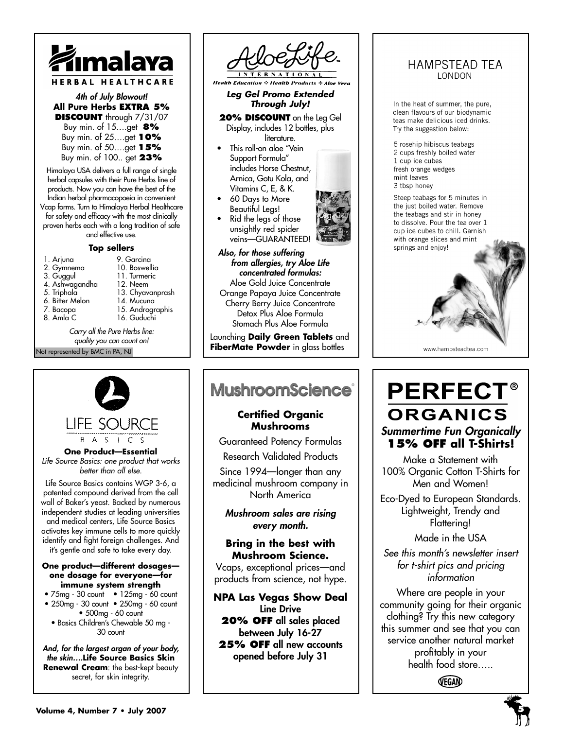# Himalaya

HERBAL HEALTHCARE

***4th of July Blowout!***

**All Pure Herbs EXTRA 5% DISCOUNT** through 7/31/07

Buy min. of 15….get **8%**
Buy min. of 25….get **10%**
Buy min. of 50….get **15%**
Buy min. of 100.. get **23%**

Himalaya USA delivers a full range of single herbal capsules with their Pure Herbs line of products. Now you can have the best of the Indian herbal pharmacopoeia in convenient Vcap forms. Turn to Himalaya Herbal Healthcare for safety and efficacy with the most clinically proven herbs each with a long tradition of safe and effective use.

**Top sellers**

1. Arjuna
2. Gymnema
3. Guggul
4. Ashwagandha
5. Triphala
6. Bitter Melon
7. Bacopa
8. Amla C
9. Garcina
10. Boswellia
11. Turmeric
12. Neem
13. Chyavanprash
14. Mucuna
15. Andrographis
16. Guduchi

*Carry all the Pure Herbs line: quality you can count on!*

Not represented by BMC in PA, NJ

# AloeLife

INTERNATIONAL

*Health Education ❖ Health Products ❖ Aloe Vera*

***Leg Gel Promo Extended Through July!***

**20% DISCOUNT** on the Leg Gel Display, includes 12 bottles, plus literature.

- This roll-on aloe "Vein Support Formula" includes Horse Chestnut, Arnica, Gotu Kola, and Vitamins C, E, & K.
- 60 Days to More Beautiful Legs!
- Rid the legs of those unsightly red spider veins—GUARANTEED!

***Also, for those suffering from allergies, try Aloe Life concentrated formulas:***

Aloe Gold Juice Concentrate
Orange Papaya Juice Concentrate
Cherry Berry Juice Concentrate
Detox Plus Aloe Formula
Stomach Plus Aloe Formula

Launching **Daily Green Tablets** and **FiberMate Powder** in glass bottles

# HAMPSTEAD TEA

LONDON

In the heat of summer, the pure, clean flavours of our biodynamic teas make delicious iced drinks. Try the suggestion below:

5 rosehip hibiscus teabags
2 cups freshly boiled water
1 cup ice cubes
fresh orange wedges
mint leaves
3 tbsp honey

Steep teabags for 5 minutes in the just boiled water. Remove the teabags and stir in honey to dissolve. Pour the tea over 1 cup ice cubes to chill. Garnish with orange slices and mint springs and enjoy!

www.hampsteadtea.com

# LIFE SOURCE

BASICS

**One Product—Essential**

*Life Source Basics: one product that works better than all else.*

Life Source Basics contains WGP 3-6, a patented compound derived from the cell wall of Baker's yeast. Backed by numerous independent studies at leading universities and medical centers, Life Source Basics activates key immune cells to more quickly identify and fight foreign challenges. And it's gentle and safe to take every day.

**One product—different dosages—one dosage for everyone—for immune system strength**

- 75mg - 30 count • 125mg - 60 count
- 250mg - 30 count • 250mg - 60 count
- 500mg - 60 count
- Basics Children's Chewable 50 mg - 30 count

***And, for the largest organ of your body, the skin….*Life Source Basics Skin Renewal Cream**: the best-kept beauty secret, for skin integrity.

# MushroomScience

**Certified Organic Mushrooms**

Guaranteed Potency Formulas

Research Validated Products

Since 1994—longer than any medicinal mushroom company in North America

*Mushroom sales are rising every month.*

**Bring in the best with Mushroom Science.**

Vcaps, exceptional prices—and products from science, not hype.

**NPA Las Vegas Show Deal**

**Line Drive**

**20% OFF all sales placed between July 16-27**

**25% OFF all new accounts opened before July 31**

# PERFECT® ORGANICS

***Summertime Fun Organically***

**15% OFF all T-Shirts!**

Make a Statement with 100% Organic Cotton T-Shirts for Men and Women!

Eco-Dyed to European Standards. Lightweight, Trendy and Flattering!

Made in the USA

*See this month's newsletter insert for t-shirt pics and pricing information*

Where are people in your community going for their organic clothing? Try this new category this summer and see that you can service another natural market profitably in your health food store…..

VEGAN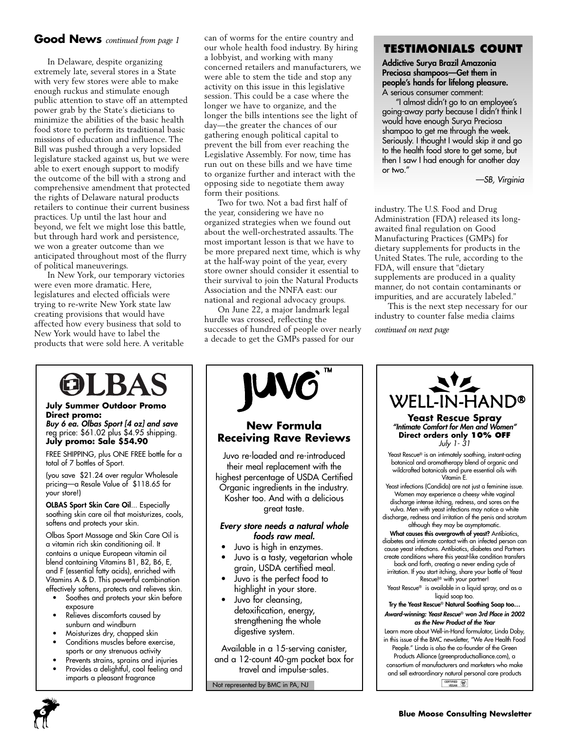## Good News *continued from page 1*

In Delaware, despite organizing extremely late, several stores in a State with very few stores were able to make enough ruckus and stimulate enough public attention to stave off an attempted power grab by the State's dieticians to minimize the abilities of the basic health food store to perform its traditional basic missions of education and influence. The Bill was pushed through a very lopsided legislature stacked against us, but we were able to exert enough support to modify the outcome of the bill with a strong and comprehensive amendment that protected the rights of Delaware natural products retailers to continue their current business practices. Up until the last hour and beyond, we felt we might lose this battle, but through hard work and persistence, we won a greater outcome than we anticipated throughout most of the flurry of political maneuverings.

In New York, our temporary victories were even more dramatic. Here, legislatures and elected officials were trying to re-write New York state law creating provisions that would have affected how every business that sold to New York would have to label the products that were sold here. A veritable can of worms for the entire country and our whole health food industry. By hiring a lobbyist, and working with many concerned retailers and manufacturers, we were able to stem the tide and stop any activity on this issue in this legislative session. This could be a case where the longer we have to organize, and the longer the bills intentions see the light of day—the greater the chances of our gathering enough political capital to prevent the bill from ever reaching the Legislative Assembly. For now, time has run out on these bills and we have time to organize further and interact with the opposing side to negotiate them away form their positions.

Two for two. Not a bad first half of the year, considering we have no organized strategies when we found out about the well-orchestrated assaults. The most important lesson is that we have to be more prepared next time, which is why at the half-way point of the year, every store owner should consider it essential to their survival to join the Natural Products Association and the NNFA east: our national and regional advocacy groups.

On June 22, a major landmark legal hurdle was crossed, reflecting the successes of hundred of people over nearly a decade to get the GMPs passed for our industry. The U.S. Food and Drug Administration (FDA) released its long-awaited final regulation on Good Manufacturing Practices (GMPs) for dietary supplements for products in the United States. The rule, according to the FDA, will ensure that "dietary supplements are produced in a quality manner, do not contain contaminants or impurities, and are accurately labeled."

This is the next step necessary for our industry to counter false media claims

*continued on next page*

## TESTIMONIALS COUNT

**Addictive Surya Brazil Amazonia Preciosa shampoos—Get them in people's hands for lifelong pleasure.**

A serious consumer comment:

"I almost didn't go to an employee's going-away party because I didn't think I would have enough Surya Preciosa shampoo to get me through the week. Seriously. I thought I would skip it and go to the health food store to get some, but then I saw I had enough for another day or two."

*—SB, Virginia*

---

## OLBAS

**July Summer Outdoor Promo**
**Direct promo:**
***Buy 6 ea. Olbas Sport [4 oz] and save***
reg price: $61.02 plus $4.95 shipping.
**July promo: Sale $54.90**

FREE SHIPPING, plus ONE FREE bottle for a total of 7 bottles of Sport.

(you save $21.24 over regular Wholesale pricing—a Resale Value of $118.65 for your store!)

**OLBAS Sport Skin Care Oil**... Especially soothing skin care oil that moisturizes, cools, softens and protects your skin.

Olbas Sport Massage and Skin Care Oil is a vitamin rich skin conditioning oil. It contains a unique European vitamin oil blend containing Vitamins B1, B2, B6, E, and F (essential fatty acids), enriched with Vitamins A & D. This powerful combination effectively softens, protects and relieves skin.

- Soothes and protects your skin before exposure
- Relieves discomforts caused by sunburn and windburn
- Moisturizes dry, chapped skin
- Conditions muscles before exercise, sports or any strenuous activity
- Prevents strains, sprains and injuries
- Provides a delightful, cool feeling and imparts a pleasant fragrance

---

## JUVO™

### New Formula Receiving Rave Reviews

Juvo re-loaded and re-introduced their meal replacement with the highest percentage of USDA Certified Organic ingredients in the industry. Kosher too. And with a delicious great taste.

***Every store needs a natural whole foods raw meal.***

- Juvo is high in enzymes.
- Juvo is a tasty, vegetarian whole grain, USDA certified meal.
- Juvo is the perfect food to highlight in your store.
- Juvo for cleansing, detoxification, energy, strengthening the whole digestive system.

Available in a 15-serving canister, and a 12-count 40-gm packet box for travel and impulse-sales.

Not represented by BMC in PA, NJ

---

## WELL-IN-HAND®

### Yeast Rescue Spray

***"Intimate Comfort for Men and Women"***
**Direct orders only 10% OFF**
*July 1- 31*

Yeast Rescue® is an intimately soothing, instant-acting botanical and aromatherapy blend of organic and wildcrafted botanicals and pure essential oils with Vitamin E.

Yeast infections (Candida) are not just a feminine issue. Women may experience a cheesy white vaginal discharge intense itching, redness, and sores on the vulva. Men with yeast infections may notice a white discharge, redness and irritation of the penis and scrotum although they may be asymptomatic.

**What causes this overgrowth of yeast?** Antibiotics, diabetes and intimate contact with an infected person can cause yeast infections. Antibiotics, diabetes and Partners create conditions where this yeast-like condition transfers back and forth, creating a never ending cycle of irritation. If you start itching, share your bottle of Yeast Rescue!® with your partner!

Yeast Rescue® is available in a liquid spray, and as a liquid soap too.

**Try the Yeast Rescue® Natural Soothing Soap too…**

***Award-winning: Yeast Rescue® won 3rd Place in 2002 as the New Product of the Year***

Learn more about Well-in-Hand formulator, Linda Doby, in this issue of the BMC newsletter, "We Are Health Food People." Linda is also the co-founder of the Green Products Alliance (greenproductsalliance.com), a consortium of manufacturers and marketers who make and sell extraordinary natural personal care products

CERTIFIED VEGAN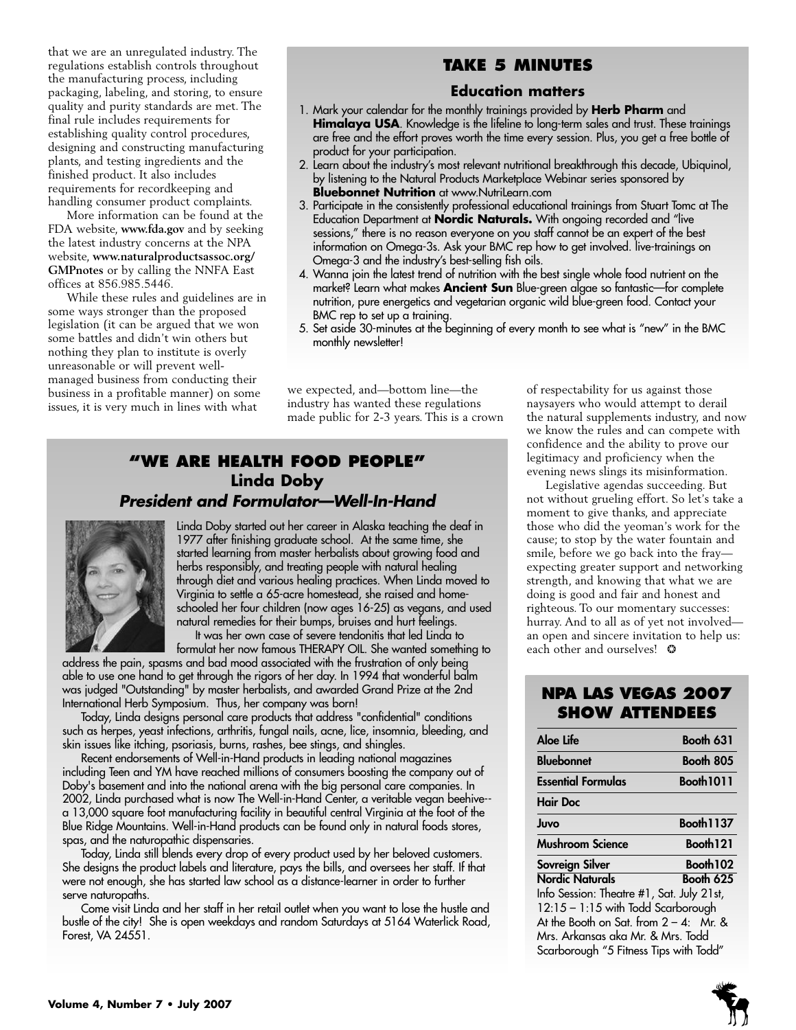that we are an unregulated industry. The regulations establish controls throughout the manufacturing process, including packaging, labeling, and storing, to ensure quality and purity standards are met. The final rule includes requirements for establishing quality control procedures, designing and constructing manufacturing plants, and testing ingredients and the finished product. It also includes requirements for recordkeeping and handling consumer product complaints.

More information can be found at the FDA website, **www.fda.gov** and by seeking the latest industry concerns at the NPA website, **www.naturalproductsassoc.org/GMPnotes** or by calling the NNFA East offices at 856.985.5446.

While these rules and guidelines are in some ways stronger than the proposed legislation (it can be argued that we won some battles and didn't win others but nothing they plan to institute is overly unreasonable or will prevent well-managed business from conducting their business in a profitable manner) on some issues, it is very much in lines with what we expected, and—bottom line—the industry has wanted these regulations made public for 2-3 years. This is a crown of respectability for us against those naysayers who would attempt to derail the natural supplements industry, and now we know the rules and can compete with confidence and the ability to prove our legitimacy and proficiency when the evening news slings its misinformation.

Legislative agendas succeeding. But not without grueling effort. So let's take a moment to give thanks, and appreciate those who did the yeoman's work for the cause; to stop by the water fountain and smile, before we go back into the fray—expecting greater support and networking strength, and knowing that what we are doing is good and fair and honest and righteous. To our momentary successes: hurray. And to all as of yet not involved—an open and sincere invitation to help us: each other and ourselves! ❂

## TAKE 5 MINUTES

### Education matters

1. Mark your calendar for the monthly trainings provided by **Herb Pharm** and **Himalaya USA**. Knowledge is the lifeline to long-term sales and trust. These trainings are free and the effort proves worth the time every session. Plus, you get a free bottle of product for your participation.
2. Learn about the industry's most relevant nutritional breakthrough this decade, Ubiquinol, by listening to the Natural Products Marketplace Webinar series sponsored by **Bluebonnet Nutrition** at www.NutriLearn.com
3. Participate in the consistently professional educational trainings from Stuart Tomc at The Education Department at **Nordic Naturals.** With ongoing recorded and "live sessions," there is no reason everyone on you staff cannot be an expert of the best information on Omega-3s. Ask your BMC rep how to get involved. live-trainings on Omega-3 and the industry's best-selling fish oils.
4. Wanna join the latest trend of nutrition with the best single whole food nutrient on the market? Learn what makes **Ancient Sun** Blue-green algae so fantastic—for complete nutrition, pure energetics and vegetarian organic wild blue-green food. Contact your BMC rep to set up a training.
5. Set aside 30-minutes at the beginning of every month to see what is "new" in the BMC monthly newsletter!

## "WE ARE HEALTH FOOD PEOPLE"

### Linda Doby

### *President and Formulator—Well-In-Hand*

Linda Doby started out her career in Alaska teaching the deaf in 1977 after finishing graduate school. At the same time, she started learning from master herbalists about growing food and herbs responsibly, and treating people with natural healing through diet and various healing practices. When Linda moved to Virginia to settle a 65-acre homestead, she raised and home-schooled her four children (now ages 16-25) as vegans, and used natural remedies for their bumps, bruises and hurt feelings.

It was her own case of severe tendonitis that led Linda to formulat her now famous THERAPY OIL. She wanted something to address the pain, spasms and bad mood associated with the frustration of only being able to use one hand to get through the rigors of her day. In 1994 that wonderful balm was judged "Outstanding" by master herbalists, and awarded Grand Prize at the 2nd International Herb Symposium. Thus, her company was born!

Today, Linda designs personal care products that address "confidential" conditions such as herpes, yeast infections, arthritis, fungal nails, acne, lice, insomnia, bleeding, and skin issues like itching, psoriasis, burns, rashes, bee stings, and shingles.

Recent endorsements of Well-in-Hand products in leading national magazines including Teen and YM have reached millions of consumers boosting the company out of Doby's basement and into the national arena with the big personal care companies. In 2002, Linda purchased what is now The Well-in-Hand Center, a veritable vegan beehive--a 13,000 square foot manufacturing facility in beautiful central Virginia at the foot of the Blue Ridge Mountains. Well-in-Hand products can be found only in natural foods stores, spas, and the naturopathic dispensaries.

Today, Linda still blends every drop of every product used by her beloved customers. She designs the product labels and literature, pays the bills, and oversees her staff. If that were not enough, she has started law school as a distance-learner in order to further serve naturopaths.

Come visit Linda and her staff in her retail outlet when you want to lose the hustle and bustle of the city! She is open weekdays and random Saturdays at 5164 Waterlick Road, Forest, VA 24551.

## NPA LAS VEGAS 2007 SHOW ATTENDEES

| | |
|---|---|
| Aloe Life | Booth 631 |
| Bluebonnet | Booth 805 |
| Essential Formulas | Booth1011 |
| Hair Doc | |
| Juvo | Booth1137 |
| Mushroom Science | Booth121 |
| Sovreign Silver | Booth102 |
| Nordic Naturals | Booth 625 |

Info Session: Theatre #1, Sat. July 21st, 12:15 – 1:15 with Todd Scarborough

At the Booth on Sat. from 2 – 4: Mr. & Mrs. Arkansas aka Mr. & Mrs. Todd Scarborough "5 Fitness Tips with Todd"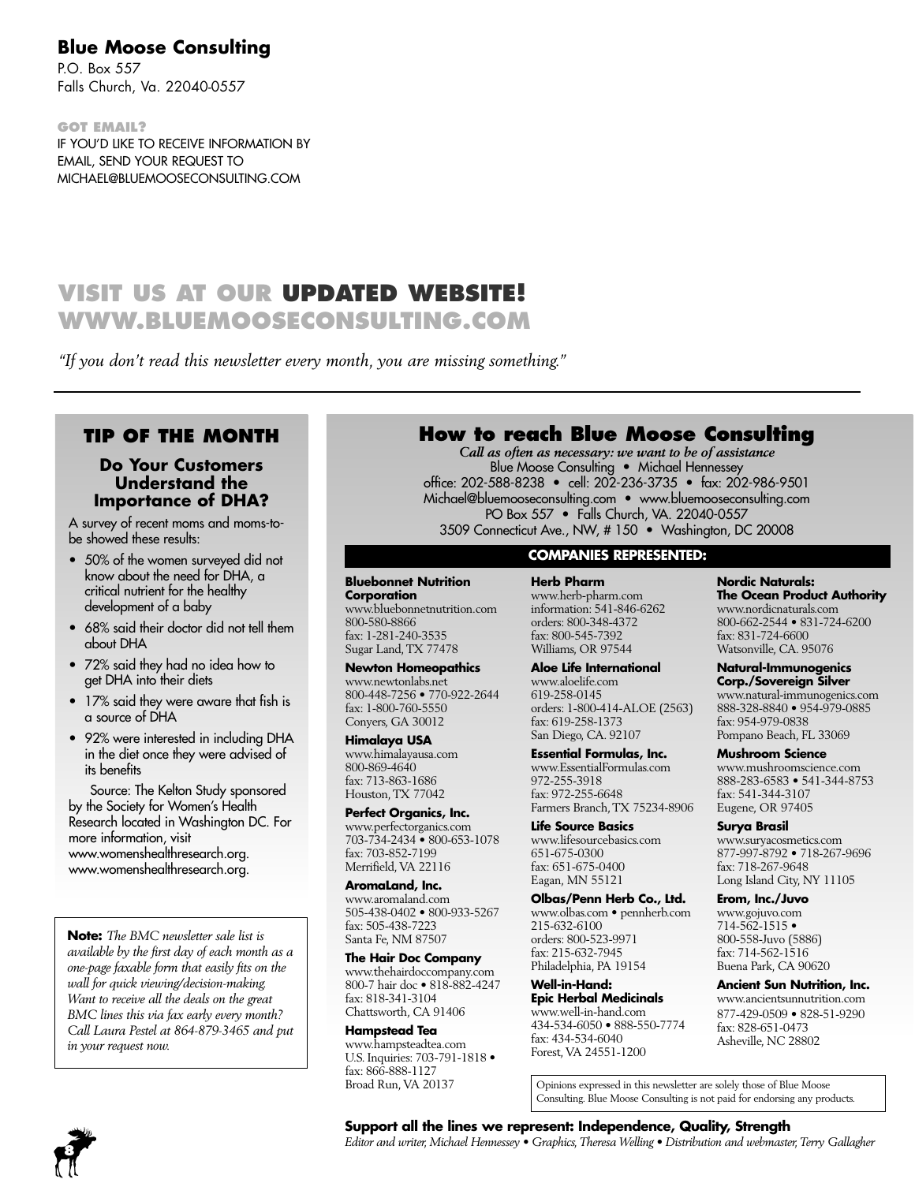**Blue Moose Consulting**
P.O. Box 557
Falls Church, Va. 22040-0557

**GOT EMAIL?**
IF YOU'D LIKE TO RECEIVE INFORMATION BY EMAIL, SEND YOUR REQUEST TO MICHAEL@BLUEMOOSECONSULTING.COM

## VISIT US AT OUR UPDATED WEBSITE! WWW.BLUEMOOSECONSULTING.COM

*"If you don't read this newsletter every month, you are missing something."*

## TIP OF THE MONTH

### Do Your Customers Understand the Importance of DHA?

A survey of recent moms and moms-to-be showed these results:

- 50% of the women surveyed did not know about the need for DHA, a critical nutrient for the healthy development of a baby
- 68% said their doctor did not tell them about DHA
- 72% said they had no idea how to get DHA into their diets
- 17% said they were aware that fish is a source of DHA
- 92% were interested in including DHA in the diet once they were advised of its benefits

Source: The Kelton Study sponsored by the Society for Women's Health Research located in Washington DC. For more information, visit www.womenshealthresearch.org. www.womenshealthresearch.org.

**Note:** *The BMC newsletter sale list is available by the first day of each month as a one-page faxable form that easily fits on the wall for quick viewing/decision-making. Want to receive all the deals on the great BMC lines this via fax early every month? Call Laura Pestel at 864-879-3465 and put in your request now.*

## How to reach Blue Moose Consulting

*Call as often as necessary: we want to be of assistance*
Blue Moose Consulting • Michael Hennessey
office: 202-588-8238 • cell: 202-236-3735 • fax: 202-986-9501
Michael@bluemooseconsulting.com • www.bluemooseconsulting.com
PO Box 557 • Falls Church, VA. 22040-0557
3509 Connecticut Ave., NW, # 150 • Washington, DC 20008

### COMPANIES REPRESENTED:

**Bluebonnet Nutrition Corporation**
www.bluebonnetnutrition.com
800-580-8866
fax: 1-281-240-3535
Sugar Land, TX 77478

**Newton Homeopathics**
www.newtonlabs.net
800-448-7256 • 770-922-2644
fax: 1-800-760-5550
Conyers, GA 30012

**Himalaya USA**
www.himalayausa.com
800-869-4640
fax: 713-863-1686
Houston, TX 77042

**Perfect Organics, Inc.**
www.perfectorganics.com
703-734-2434 • 800-653-1078
fax: 703-852-7199
Merrifield, VA 22116

**AromaLand, Inc.**
www.aromaland.com
505-438-0402 • 800-933-5267
fax: 505-438-7223
Santa Fe, NM 87507

**The Hair Doc Company**
www.thehairdoccompany.com
800-7 hair doc • 818-882-4247
fax: 818-341-3104
Chattsworth, CA 91406

**Hampstead Tea**
www.hampsteadtea.com
U.S. Inquiries: 703-791-1818 •
fax: 866-888-1127
Broad Run, VA 20137

**Herb Pharm**
www.herb-pharm.com
information: 541-846-6262
orders: 800-348-4372
fax: 800-545-7392
Williams, OR 97544

**Aloe Life International**
www.aloelife.com
619-258-0145
orders: 1-800-414-ALOE (2563)
fax: 619-258-1373
San Diego, CA. 92107

**Essential Formulas, Inc.**
www.EssentialFormulas.com
972-255-3918
fax: 972-255-6648
Farmers Branch, TX 75234-8906

**Life Source Basics**
www.lifesourcebasics.com
651-675-0300
fax: 651-675-0400
Eagan, MN 55121

**Olbas/Penn Herb Co., Ltd.**
www.olbas.com • pennherb.com
215-632-6100
orders: 800-523-9971
fax: 215-632-7945
Philadelphia, PA 19154

**Well-in-Hand: Epic Herbal Medicinals**
www.well-in-hand.com
434-534-6050 • 888-550-7774
fax: 434-534-6040
Forest, VA 24551-1200

**Nordic Naturals: The Ocean Product Authority**
www.nordicnaturals.com
800-662-2544 • 831-724-6200
fax: 831-724-6600
Watsonville, CA. 95076

**Natural-Immunogenics Corp./Sovereign Silver**
www.natural-immunogenics.com
888-328-8840 • 954-979-0885
fax: 954-979-0838
Pompano Beach, FL 33069

**Mushroom Science**
www.mushroomscience.com
888-283-6583 • 541-344-8753
fax: 541-344-3107
Eugene, OR 97405

**Surya Brasil**
www.suryacosmetics.com
877-997-8792 • 718-267-9696
fax: 718-267-9648
Long Island City, NY 11105

**Erom, Inc./Juvo**
www.gojuvo.com
714-562-1515 •
800-558-Juvo (5886)
fax: 714-562-1516
Buena Park, CA 90620

**Ancient Sun Nutrition, Inc.**
www.ancientsunnutrition.com
877-429-0509 • 828-51-9290
fax: 828-651-0473
Asheville, NC 28802

Opinions expressed in this newsletter are solely those of Blue Moose Consulting. Blue Moose Consulting is not paid for endorsing any products.

**Support all the lines we represent: Independence, Quality, Strength**
*Editor and writer, Michael Hennessey • Graphics, Theresa Welling • Distribution and webmaster, Terry Gallagher*